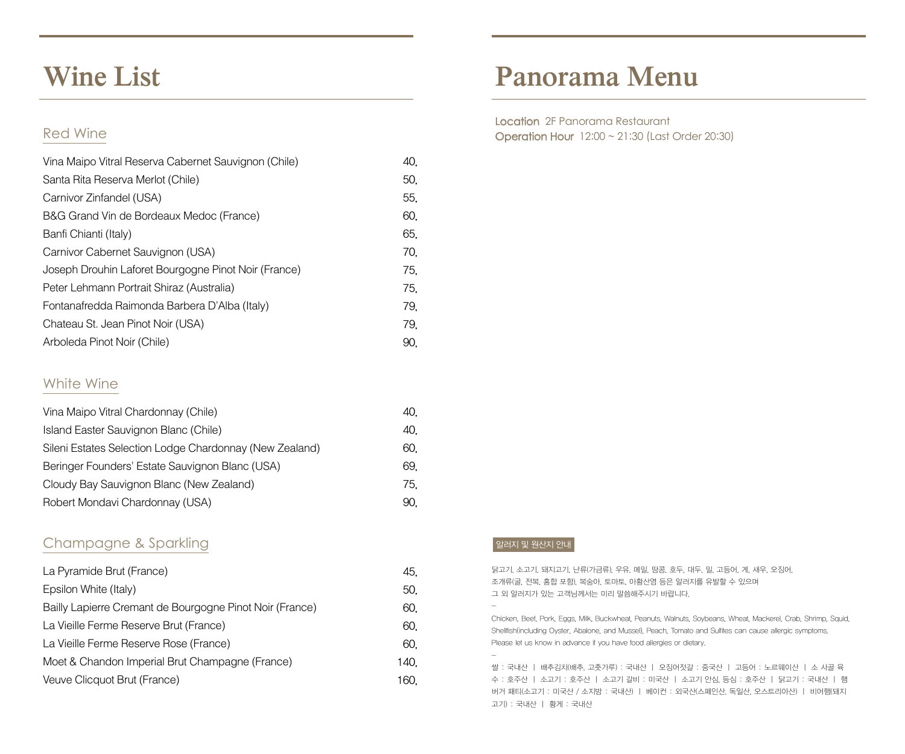# Wine List

## Red Wine

| Wine | Price |
|---|---|
| Vina Maipo Vitral Reserva Cabernet Sauvignon (Chile) | 40. |
| Santa Rita Reserva Merlot (Chile) | 50. |
| Carnivor Zinfandel (USA) | 55. |
| B&G Grand Vin de Bordeaux Medoc (France) | 60. |
| Banfi Chianti (Italy) | 65. |
| Carnivor Cabernet Sauvignon (USA) | 70. |
| Joseph Drouhin Laforet Bourgogne Pinot Noir (France) | 75. |
| Peter Lehmann Portrait Shiraz (Australia) | 75. |
| Fontanafredda Raimonda Barbera D'Alba (Italy) | 79. |
| Chateau St. Jean Pinot Noir (USA) | 79. |
| Arboleda Pinot Noir (Chile) | 90. |

## White Wine

| Wine | Price |
|---|---|
| Vina Maipo Vitral Chardonnay (Chile) | 40. |
| Island Easter Sauvignon Blanc (Chile) | 40. |
| Sileni Estates Selection Lodge Chardonnay (New Zealand) | 60. |
| Beringer Founders' Estate Sauvignon Blanc (USA) | 69. |
| Cloudy Bay Sauvignon Blanc (New Zealand) | 75. |
| Robert Mondavi Chardonnay (USA) | 90. |

## Champagne & Sparkling

| Wine | Price |
|---|---|
| La Pyramide Brut (France) | 45. |
| Epsilon White (Italy) | 50. |
| Bailly Lapierre Cremant de Bourgogne Pinot Noir (France) | 60. |
| La Vieille Ferme Reserve Brut (France) | 60. |
| La Vieille Ferme Reserve Rose (France) | 60. |
| Moet & Chandon Imperial Brut Champagne (France) | 140. |
| Veuve Clicquot Brut (France) | 160. |

# Panorama Menu

**Location** 2F Panorama Restaurant
**Operation Hour** 12:00 ~ 21:30 (Last Order 20:30)

**알러지 및 원산지 안내**

닭고기, 소고기, 돼지고기, 난류(가금류), 우유, 메밀, 땅콩, 호두, 대두, 밀, 고등어, 게, 새우, 오징어, 조개류(굴, 전복, 홍합 포함), 복숭아, 토마토, 아황산염 등은 알러지를 유발할 수 있으며 그 외 알러지가 있는 고객님께서는 미리 말씀해주시기 바랍니다.

–

Chicken, Beef, Pork, Eggs, Milk, Buckwheat, Peanuts, Walnuts, Soybeans, Wheat, Mackerel, Crab, Shrimp, Squid, Shellfish(including Oyster, Abalone, and Mussel), Peach, Tomato and Sulfites can cause allergic symptoms. Please let us know in advance if you have food allergies or dietary.

–

쌀 : 국내산 | 배추김치(배추, 고춧가루) : 국내산 | 오징어젓갈 : 중국산 | 고등어 : 노르웨이산 | 소 사골 육수 : 호주산 | 소고기 : 호주산 | 소고기 갈비 : 미국산 | 소고기 안심, 등심 : 호주산 | 닭고기 : 국내산 | 햄버거 패티(소고기 : 미국산 / 소지방 : 국내산) | 베이컨 : 외국산(스페인산, 독일산, 오스트리아산) | 비어햄(돼지고기) : 국내산 | 황게 : 국내산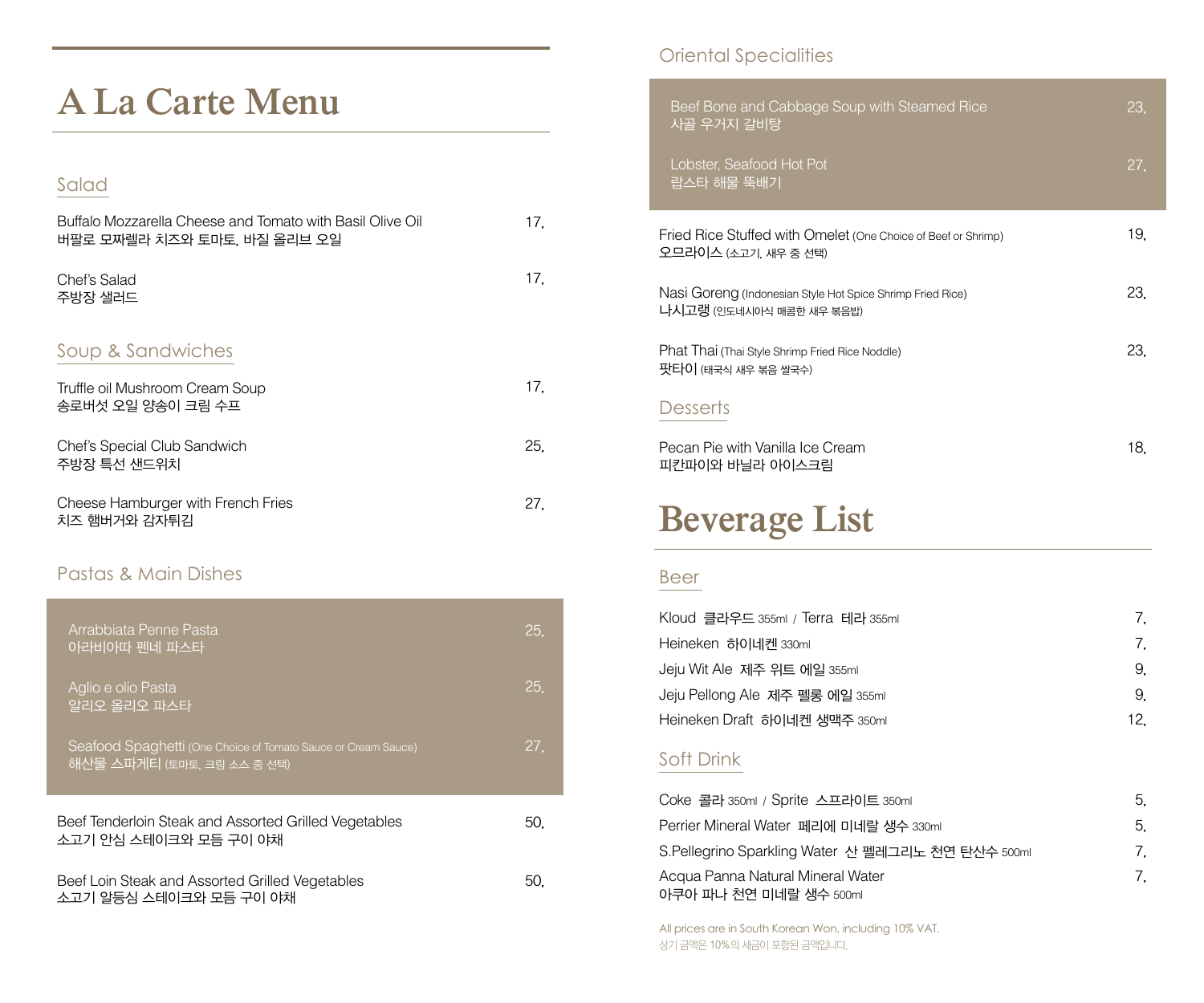# A La Carte Menu

## Salad

Buffalo Mozzarella Cheese and Tomato with Basil Olive Oil — 17.
버팔로 모짜렐라 치즈와 토마토, 바질 올리브 오일

Chef's Salad — 17.
주방장 샐러드

## Soup & Sandwiches

Truffle oil Mushroom Cream Soup — 17.
송로버섯 오일 양송이 크림 수프

Chef's Special Club Sandwich — 25.
주방장 특선 샌드위치

Cheese Hamburger with French Fries — 27.
치즈 햄버거와 감자튀김

## Pastas & Main Dishes

Arrabbiata Penne Pasta — 25.
아라비아따 펜네 파스타

Aglio e olio Pasta — 25.
알리오 올리오 파스타

Seafood Spaghetti (One Choice of Tomato Sauce or Cream Sauce) — 27.
해산물 스파게티 (토마토, 크림 소스 중 선택)

Beef Tenderloin Steak and Assorted Grilled Vegetables — 50.
소고기 안심 스테이크와 모둠 구이 야채

Beef Loin Steak and Assorted Grilled Vegetables — 50.
소고기 알등심 스테이크와 모둠 구이 야채

## Oriental Specialities

Beef Bone and Cabbage Soup with Steamed Rice — 23.
사골 우거지 갈비탕

Lobster, Seafood Hot Pot — 27.
랍스타 해물 뚝배기

Fried Rice Stuffed with Omelet (One Choice of Beef or Shrimp) — 19.
오므라이스 (소고기, 새우 중 선택)

Nasi Goreng (Indonesian Style Hot Spice Shrimp Fried Rice) — 23.
나시고랭 (인도네시아식 매콤한 새우 볶음밥)

Phat Thai (Thai Style Shrimp Fried Rice Noddle) — 23.
팟타이 (태국식 새우 볶음 쌀국수)

## Desserts

Pecan Pie with Vanilla Ice Cream — 18.
피칸파이와 바닐라 아이스크림

# Beverage List

## Beer

| | |
|---|---|
| Kloud 클라우드 355ml / Terra 테라 355ml | 7. |
| Heineken 하이네켄 330ml | 7. |
| Jeju Wit Ale 제주 위트 에일 355ml | 9. |
| Jeju Pellong Ale 제주 펠롱 에일 355ml | 9. |
| Heineken Draft 하이네켄 생맥주 350ml | 12. |

## Soft Drink

| | |
|---|---|
| Coke 콜라 350ml / Sprite 스프라이트 350ml | 5. |
| Perrier Mineral Water 페리에 미네랄 생수 330ml | 5. |
| S.Pellegrino Sparkling Water 산 펠레그리노 천연 탄산수 500ml | 7. |
| Acqua Panna Natural Mineral Water 아쿠아 파나 천연 미네랄 생수 500ml | 7. |

All prices are in South Korean Won, including 10% VAT.
상기 금액은 10%의 세금이 포함된 금액입니다.